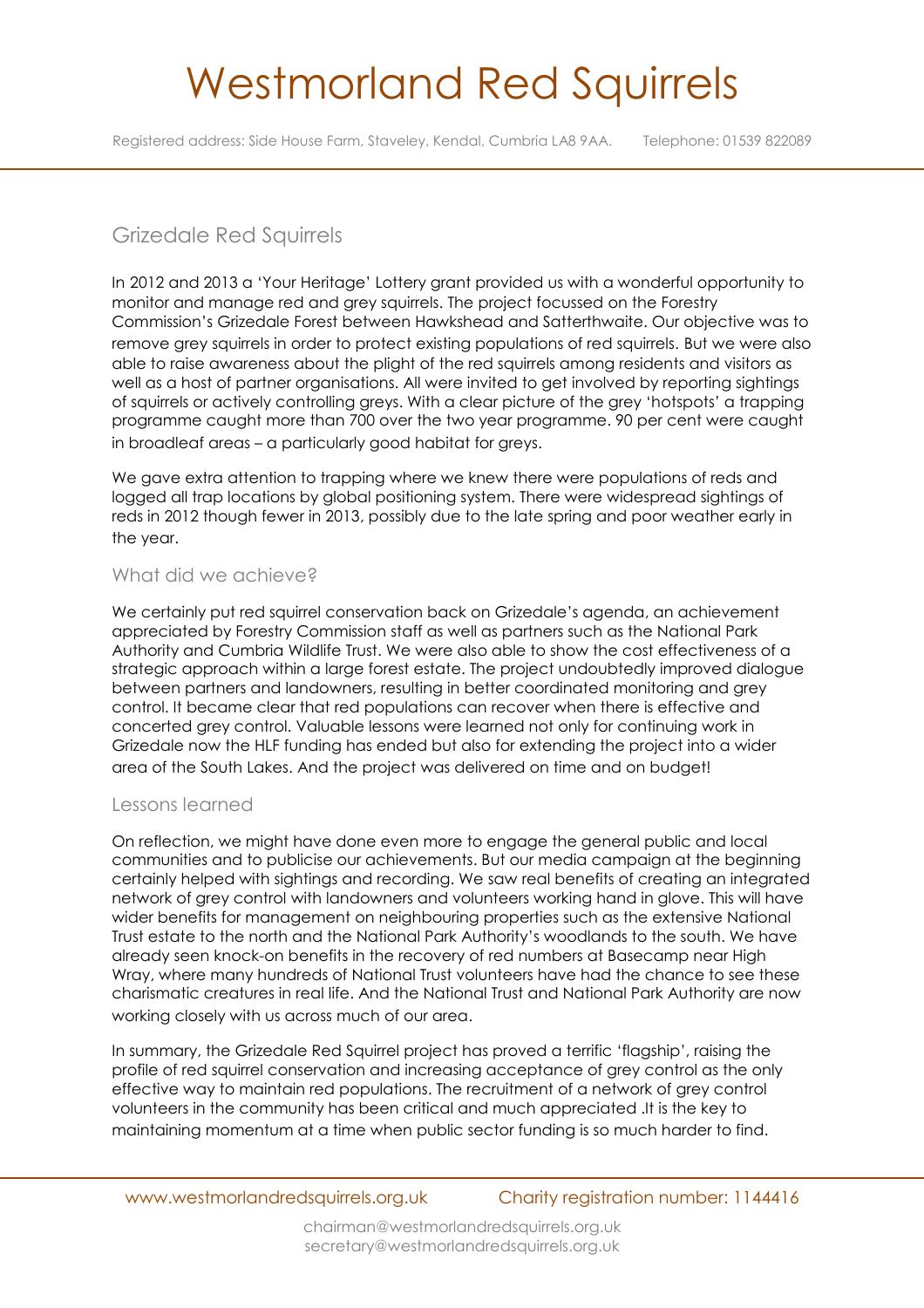# Westmorland Red Squirrels

Registered address: Side House Farm, Staveley, Kendal, Cumbria LA8 9AA. Telephone: 01539 822089

## Grizedale Red Squirrels

In 2012 and 2013 a 'Your Heritage' Lottery grant provided us with a wonderful opportunity to monitor and manage red and grey squirrels. The project focussed on the Forestry Commission's Grizedale Forest between Hawkshead and Satterthwaite. Our objective was to remove grey squirrels in order to protect existing populations of red squirrels. But we were also able to raise awareness about the plight of the red squirrels among residents and visitors as well as a host of partner organisations. All were invited to get involved by reporting sightings of squirrels or actively controlling greys. With a clear picture of the grey 'hotspots' a trapping programme caught more than 700 over the two year programme. 90 per cent were caught in broadleaf areas – a particularly good habitat for greys.

We gave extra attention to trapping where we knew there were populations of reds and logged all trap locations by global positioning system. There were widespread sightings of reds in 2012 though fewer in 2013, possibly due to the late spring and poor weather early in the year.

### What did we achieve?

We certainly put red squirrel conservation back on Grizedale's agenda, an achievement appreciated by Forestry Commission staff as well as partners such as the National Park Authority and Cumbria Wildlife Trust. We were also able to show the cost effectiveness of a strategic approach within a large forest estate. The project undoubtedly improved dialogue between partners and landowners, resulting in better coordinated monitoring and grey control. It became clear that red populations can recover when there is effective and concerted grey control. Valuable lessons were learned not only for continuing work in Grizedale now the HLF funding has ended but also for extending the project into a wider area of the South Lakes. And the project was delivered on time and on budget!

### Lessons learned

On reflection, we might have done even more to engage the general public and local communities and to publicise our achievements. But our media campaign at the beginning certainly helped with sightings and recording. We saw real benefits of creating an integrated network of grey control with landowners and volunteers working hand in glove. This will have wider benefits for management on neighbouring properties such as the extensive National Trust estate to the north and the National Park Authority's woodlands to the south. We have already seen knock-on benefits in the recovery of red numbers at Basecamp near High Wray, where many hundreds of National Trust volunteers have had the chance to see these charismatic creatures in real life. And the National Trust and National Park Authority are now working closely with us across much of our area.

In summary, the Grizedale Red Squirrel project has proved a terrific 'flagship', raising the profile of red squirrel conservation and increasing acceptance of grey control as the only effective way to maintain red populations. The recruitment of a network of grey control volunteers in the community has been critical and much appreciated .It is the key to maintaining momentum at a time when public sector funding is so much harder to find.

www.westmorlandredsquirrels.org.uk Charity registration number: 1144416

chairman@westmorlandredsquirrels.org.uk
secretary@westmorlandredsquirrels.org.uk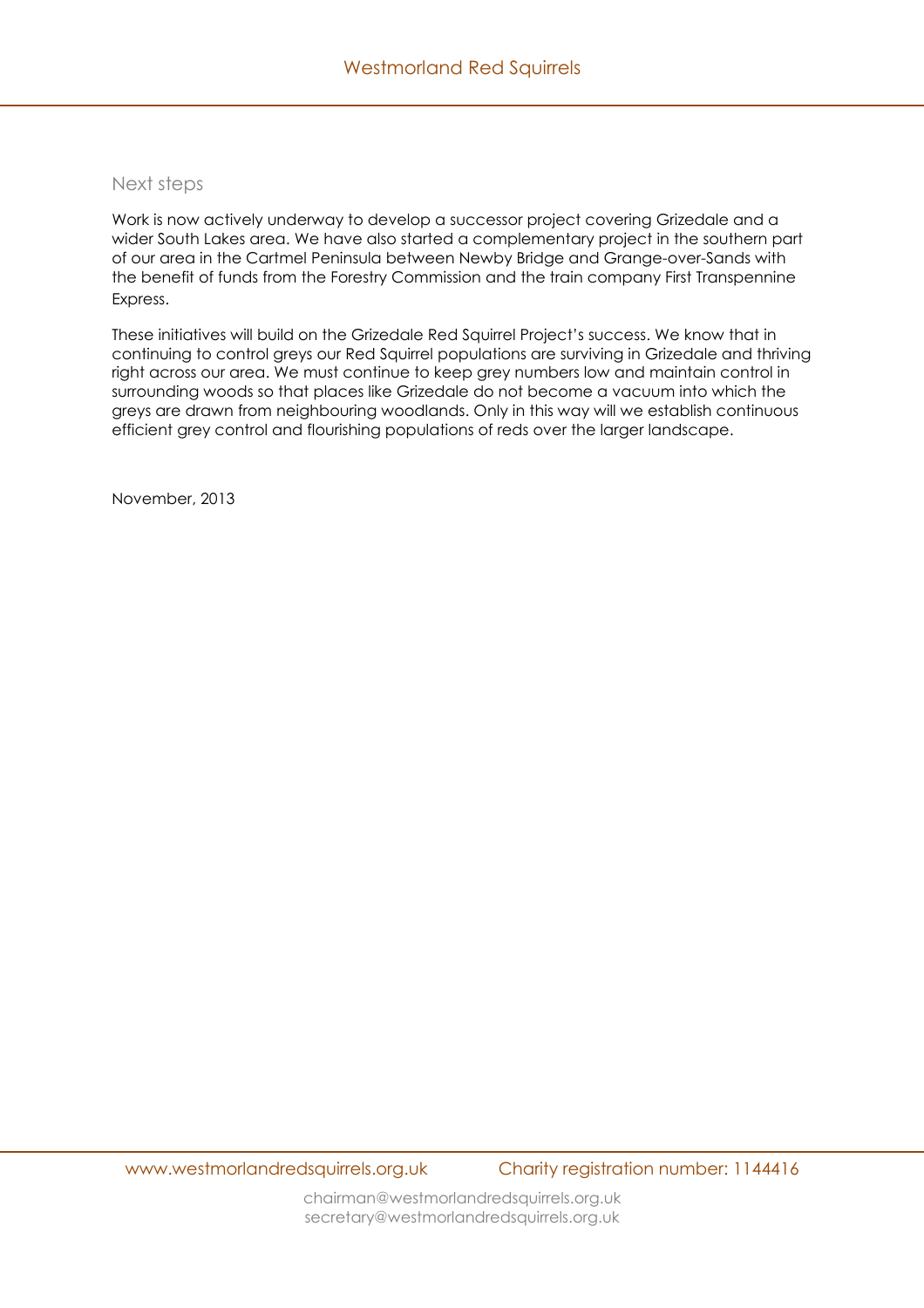## Next steps

Work is now actively underway to develop a successor project covering Grizedale and a wider South Lakes area. We have also started a complementary project in the southern part of our area in the Cartmel Peninsula between Newby Bridge and Grange-over-Sands with the benefit of funds from the Forestry Commission and the train company First Transpennine Express.

These initiatives will build on the Grizedale Red Squirrel Project's success. We know that in continuing to control greys our Red Squirrel populations are surviving in Grizedale and thriving right across our area. We must continue to keep grey numbers low and maintain control in surrounding woods so that places like Grizedale do not become a vacuum into which the greys are drawn from neighbouring woodlands. Only in this way will we establish continuous efficient grey control and flourishing populations of reds over the larger landscape.

November, 2013